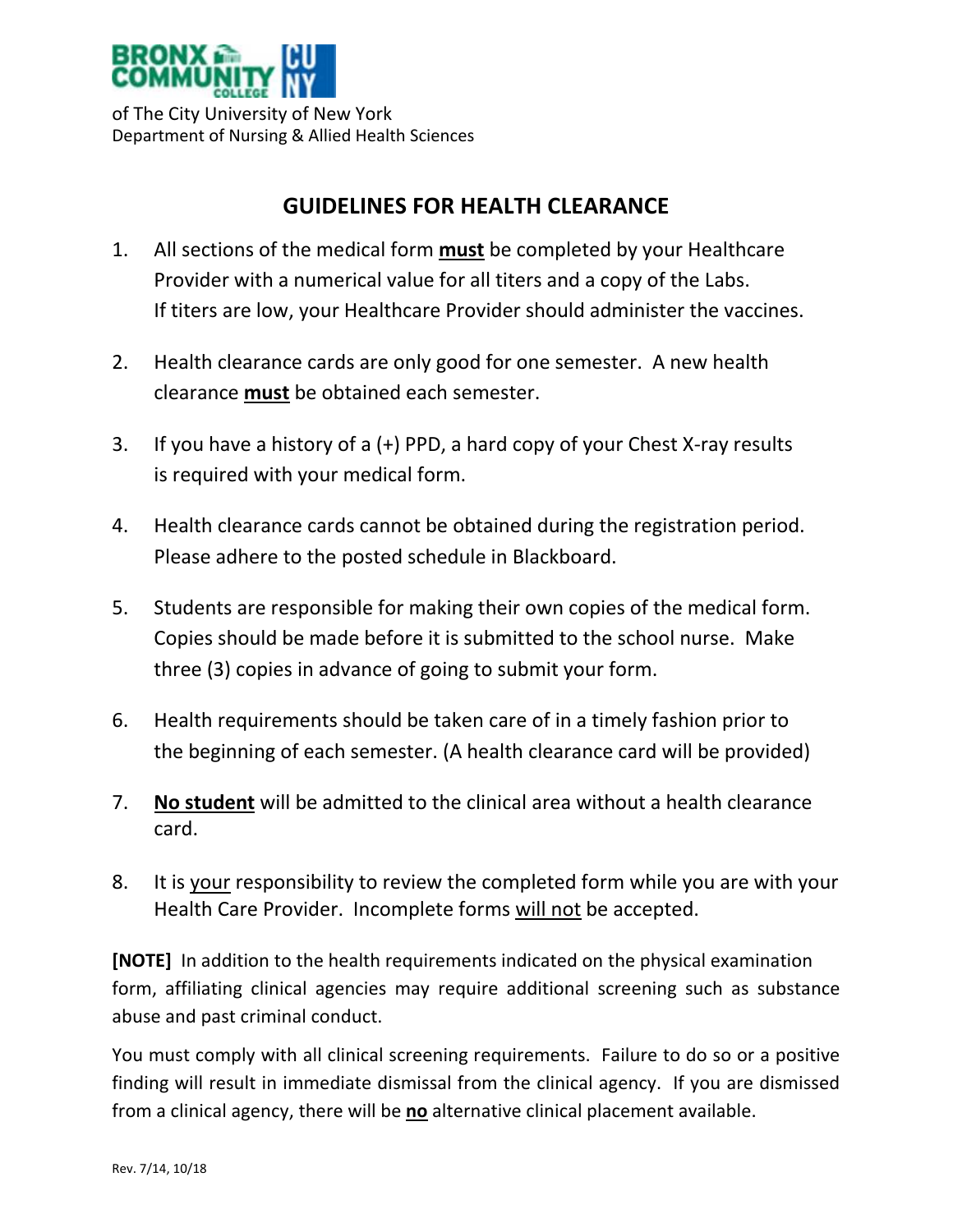BRONX COMMUNITY COLLEGE CUNY

of The City University of New York
Department of Nursing & Allied Health Sciences

# GUIDELINES FOR HEALTH CLEARANCE

1. All sections of the medical form **must** be completed by your Healthcare Provider with a numerical value for all titers and a copy of the Labs. If titers are low, your Healthcare Provider should administer the vaccines.

2. Health clearance cards are only good for one semester. A new health clearance **must** be obtained each semester.

3. If you have a history of a (+) PPD, a hard copy of your Chest X-ray results is required with your medical form.

4. Health clearance cards cannot be obtained during the registration period. Please adhere to the posted schedule in Blackboard.

5. Students are responsible for making their own copies of the medical form. Copies should be made before it is submitted to the school nurse. Make three (3) copies in advance of going to submit your form.

6. Health requirements should be taken care of in a timely fashion prior to the beginning of each semester. (A health clearance card will be provided)

7. **No student** will be admitted to the clinical area without a health clearance card.

8. It is your responsibility to review the completed form while you are with your Health Care Provider. Incomplete forms will not be accepted.

**[NOTE]** In addition to the health requirements indicated on the physical examination form, affiliating clinical agencies may require additional screening such as substance abuse and past criminal conduct.

You must comply with all clinical screening requirements. Failure to do so or a positive finding will result in immediate dismissal from the clinical agency. If you are dismissed from a clinical agency, there will be **no** alternative clinical placement available.

Rev. 7/14, 10/18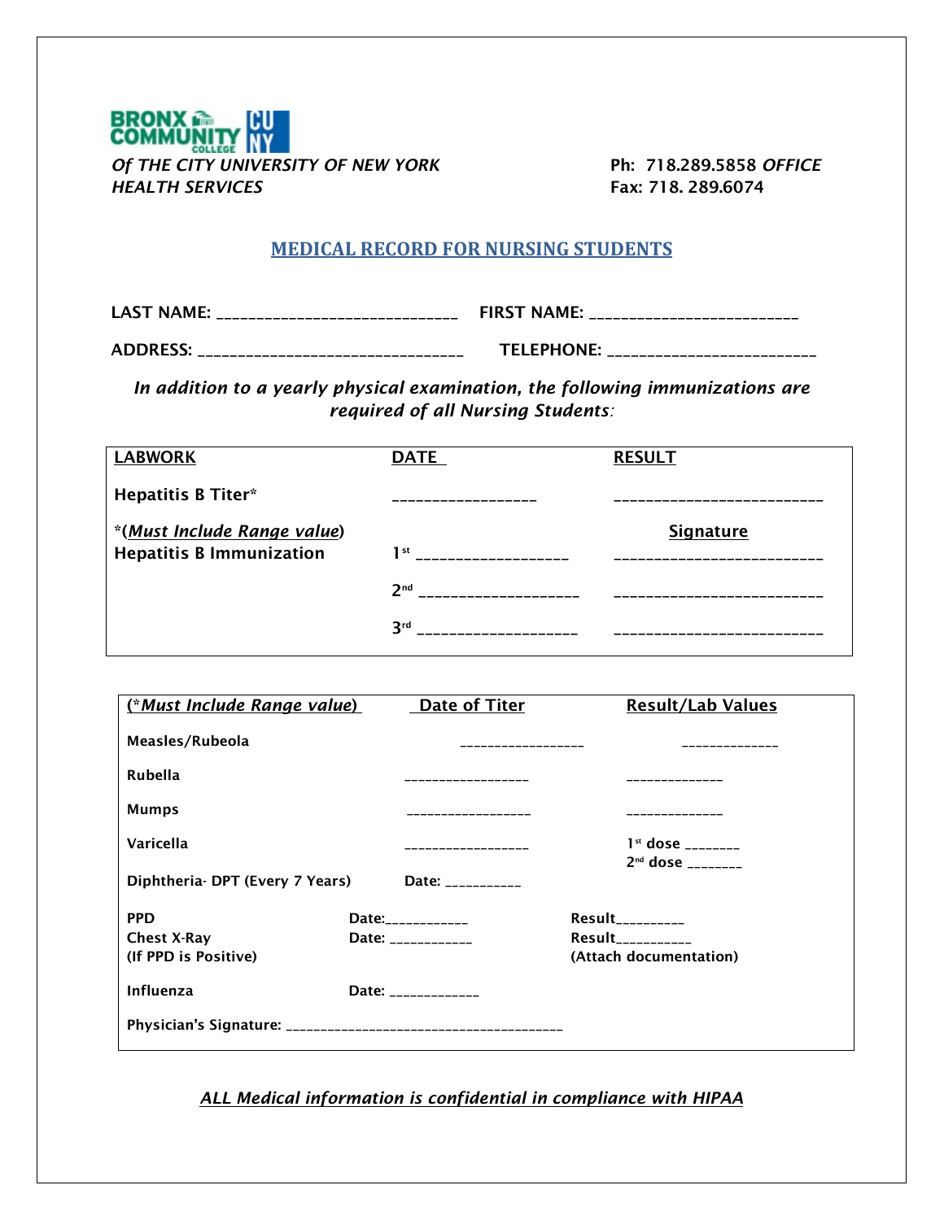BRONX COMMUNITY COLLEGE CUNY

*Of THE CITY UNIVERSITY OF NEW YORK*
*HEALTH SERVICES*

Ph: 718.289.5858 *OFFICE*
Fax: 718. 289.6074

## MEDICAL RECORD FOR NURSING STUDENTS

**LAST NAME:** ______________________________ **FIRST NAME:** __________________________

**ADDRESS:** _________________________________ **TELEPHONE:** __________________________

***In addition to a yearly physical examination, the following immunizations are required of all Nursing Students:***

| **LABWORK** | **DATE** | **RESULT** |
|---|---|---|
| **Hepatitis B Titer*** | __________________ | __________________________ |
| ***(*Must Include Range value*)** | | **Signature** |
| **Hepatitis B Immunization** | 1st __________________ | __________________________ |
| | 2nd __________________ | __________________________ |
| | 3rd __________________ | __________________________ |

| **(*Must Include Range value)** | **Date of Titer** | **Result/Lab Values** |
|---|---|---|
| **Measles/Rubeola** | __________________ | ______________ |
| **Rubella** | __________________ | ______________ |
| **Mumps** | __________________ | ______________ |
| **Varicella** | __________________ | 1st dose ________ 2nd dose ________ |
| **Diphtheria- DPT (Every 7 Years)** | Date: ___________ | |
| **PPD** | Date:___________ | Result_________ |
| **Chest X-Ray (If PPD is Positive)** | Date: ___________ | Result__________ (Attach documentation) |
| **Influenza** | Date: _____________ | |

**Physician's Signature:** ________________________________________

***ALL Medical information is confidential in compliance with HIPAA***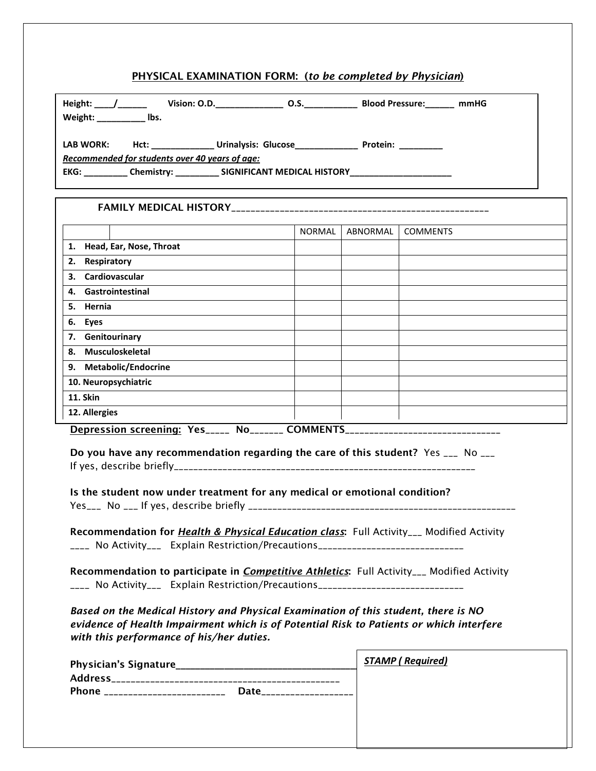## PHYSICAL EXAMINATION FORM: (*to be completed by Physician*)

**Height: ____/______ Vision: O.D.______________ O.S.___________ Blood Pressure:______ mmHG**
**Weight: __________ lbs.**

**LAB WORK: Hct: _____________ Urinalysis: Glucose_____________ Protein: _________**
***Recommended for students over 40 years of age:***
**EKG: _________ Chemistry: _________ SIGNIFICANT MEDICAL HISTORY_____________________**

FAMILY MEDICAL HISTORY___________________________________________________

| | NORMAL | ABNORMAL | COMMENTS |
|---|---|---|---|
| **1. Head, Ear, Nose, Throat** | | | |
| **2. Respiratory** | | | |
| **3. Cardiovascular** | | | |
| **4. Gastrointestinal** | | | |
| **5. Hernia** | | | |
| **6. Eyes** | | | |
| **7. Genitourinary** | | | |
| **8. Musculoskeletal** | | | |
| **9. Metabolic/Endocrine** | | | |
| **10. Neuropsychiatric** | | | |
| **11. Skin** | | | |
| **12. Allergies** | | | |

**Depression screening: Yes_____ No______ COMMENTS______________________________**

**Do you have any recommendation regarding the care of this student?** Yes ___ No ___
If yes, describe briefly____________________________________________________________

**Is the student now under treatment for any medical or emotional condition?**
Yes___ No ___ If yes, describe briefly _____________________________________________________

**Recommendation for *Health & Physical Education class*:** Full Activity___ Modified Activity ____ No Activity___ Explain Restriction/Precautions_____________________________

**Recommendation to participate in *Competitive Athletics*:** Full Activity___ Modified Activity ____ No Activity___ Explain Restriction/Precautions_____________________________

***Based on the Medical History and Physical Examination of this student, there is NO evidence of Health Impairment which is of Potential Risk to Patients or which interfere with this performance of his/her duties.***

**Physician's Signature___________________________________**
**Address______________________________________________**
**Phone ________________________ Date_________________**

***STAMP ( Required)***